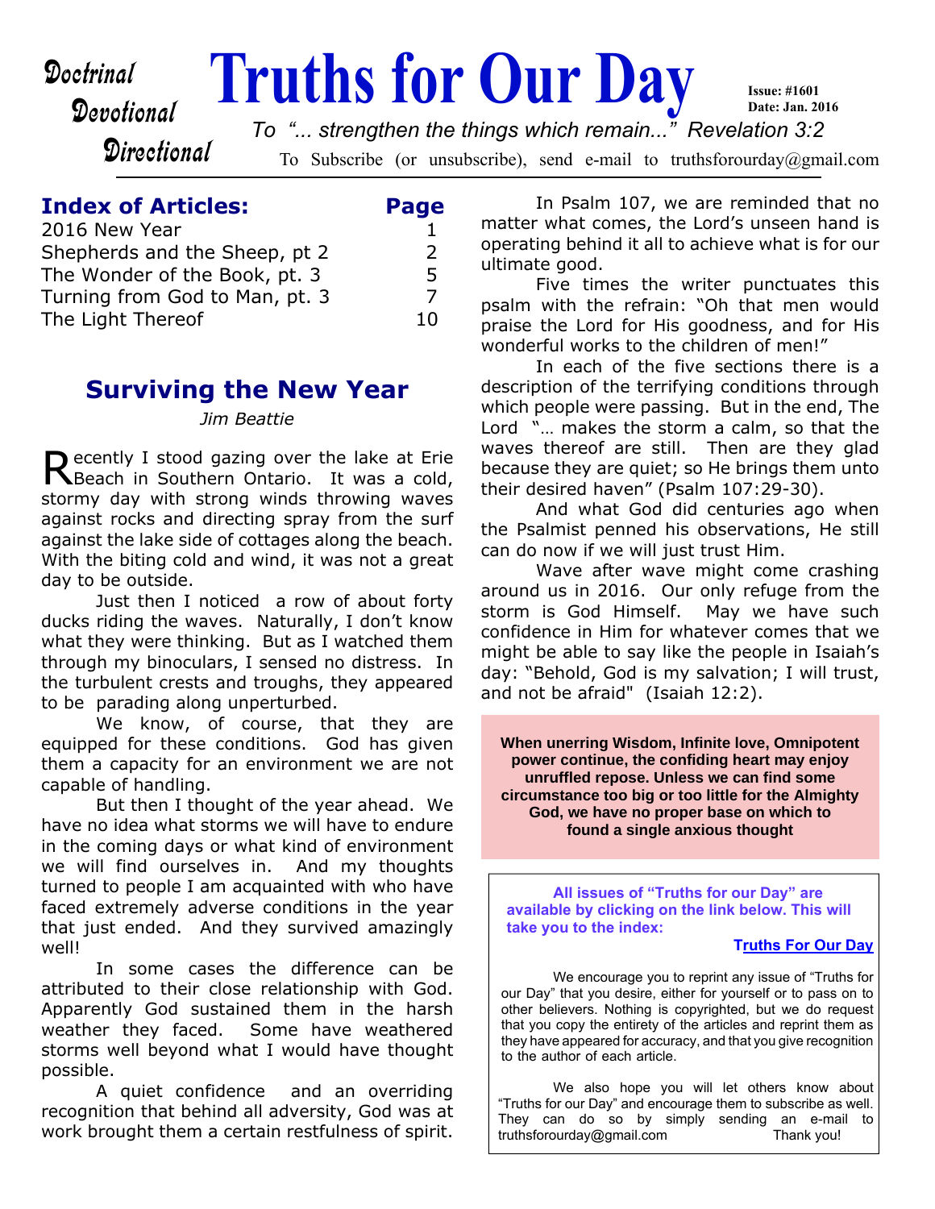Doctrinal
Devotional
Directional

# Truths for Our Day

Issue: #1601
Date: Jan. 2016

To "... strengthen the things which remain..." Revelation 3:2

To Subscribe (or unsubscribe), send e-mail to truthsforourday@gmail.com

## Index of Articles:

| Index of Articles: | Page |
|---|---|
| 2016 New Year | 1 |
| Shepherds and the Sheep, pt 2 | 2 |
| The Wonder of the Book, pt. 3 | 5 |
| Turning from God to Man, pt. 3 | 7 |
| The Light Thereof | 10 |

## Surviving the New Year

*Jim Beattie*

Recently I stood gazing over the lake at Erie Beach in Southern Ontario. It was a cold, stormy day with strong winds throwing waves against rocks and directing spray from the surf against the lake side of cottages along the beach. With the biting cold and wind, it was not a great day to be outside.

Just then I noticed a row of about forty ducks riding the waves. Naturally, I don't know what they were thinking. But as I watched them through my binoculars, I sensed no distress. In the turbulent crests and troughs, they appeared to be parading along unperturbed.

We know, of course, that they are equipped for these conditions. God has given them a capacity for an environment we are not capable of handling.

But then I thought of the year ahead. We have no idea what storms we will have to endure in the coming days or what kind of environment we will find ourselves in. And my thoughts turned to people I am acquainted with who have faced extremely adverse conditions in the year that just ended. And they survived amazingly well!

In some cases the difference can be attributed to their close relationship with God. Apparently God sustained them in the harsh weather they faced. Some have weathered storms well beyond what I would have thought possible.

A quiet confidence and an overriding recognition that behind all adversity, God was at work brought them a certain restfulness of spirit.

In Psalm 107, we are reminded that no matter what comes, the Lord's unseen hand is operating behind it all to achieve what is for our ultimate good.

Five times the writer punctuates this psalm with the refrain: "Oh that men would praise the Lord for His goodness, and for His wonderful works to the children of men!"

In each of the five sections there is a description of the terrifying conditions through which people were passing. But in the end, The Lord "… makes the storm a calm, so that the waves thereof are still. Then are they glad because they are quiet; so He brings them unto their desired haven" (Psalm 107:29-30).

And what God did centuries ago when the Psalmist penned his observations, He still can do now if we will just trust Him.

Wave after wave might come crashing around us in 2016. Our only refuge from the storm is God Himself. May we have such confidence in Him for whatever comes that we might be able to say like the people in Isaiah's day: "Behold, God is my salvation; I will trust, and not be afraid" (Isaiah 12:2).

**When unerring Wisdom, Infinite love, Omnipotent power continue, the confiding heart may enjoy unruffled repose. Unless we can find some circumstance too big or too little for the Almighty God, we have no proper base on which to found a single anxious thought**

**All issues of "Truths for our Day" are available by clicking on the link below. This will take you to the index:**

**Truths For Our Day**

We encourage you to reprint any issue of "Truths for our Day" that you desire, either for yourself or to pass on to other believers. Nothing is copyrighted, but we do request that you copy the entirety of the articles and reprint them as they have appeared for accuracy, and that you give recognition to the author of each article.

We also hope you will let others know about "Truths for our Day" and encourage them to subscribe as well. They can do so by simply sending an e-mail to truthsforourday@gmail.com Thank you!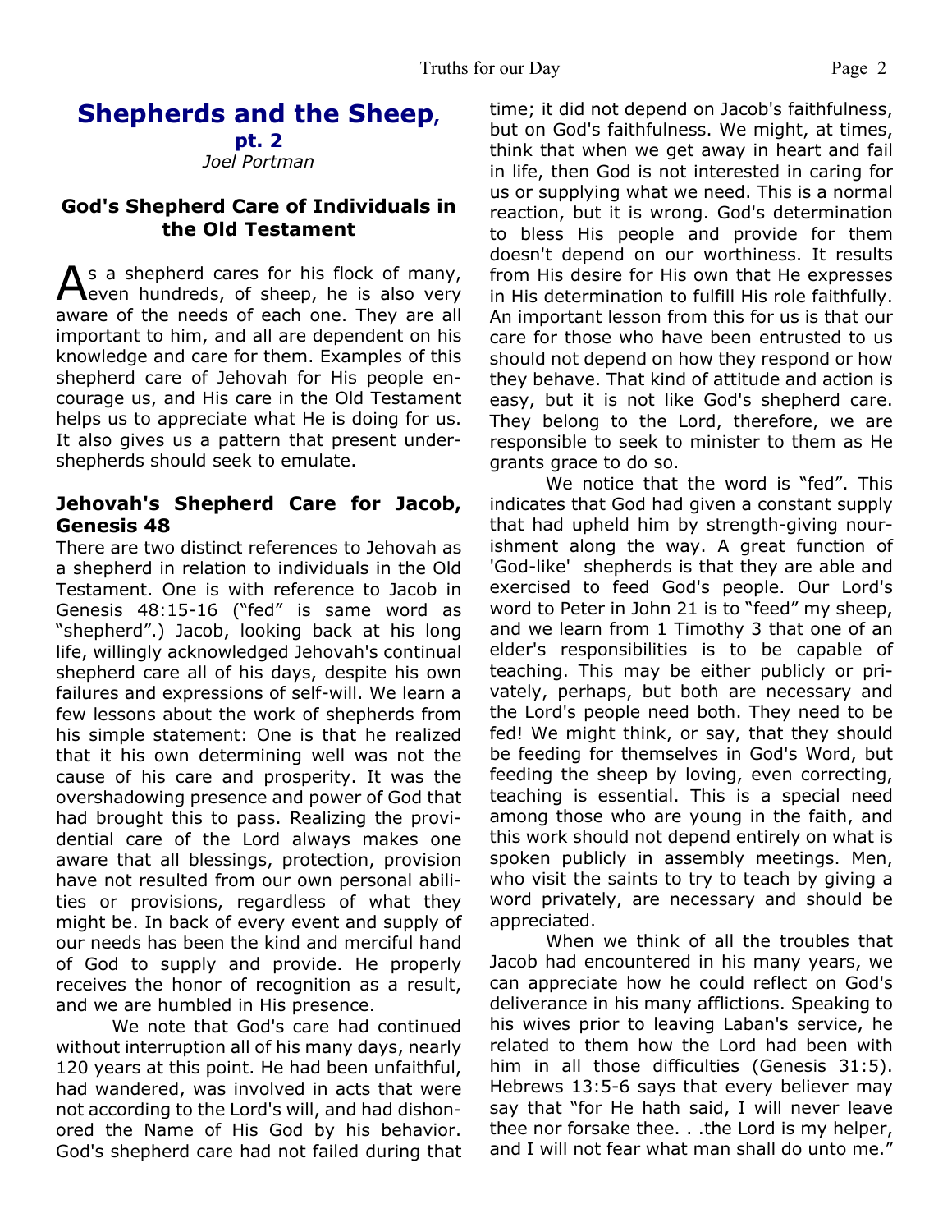# Shepherds and the Sheep, pt. 2

*Joel Portman*

## God's Shepherd Care of Individuals in the Old Testament

As a shepherd cares for his flock of many, even hundreds, of sheep, he is also very aware of the needs of each one. They are all important to him, and all are dependent on his knowledge and care for them. Examples of this shepherd care of Jehovah for His people encourage us, and His care in the Old Testament helps us to appreciate what He is doing for us. It also gives us a pattern that present under-shepherds should seek to emulate.

### Jehovah's Shepherd Care for Jacob, Genesis 48

There are two distinct references to Jehovah as a shepherd in relation to individuals in the Old Testament. One is with reference to Jacob in Genesis 48:15-16 ("fed" is same word as "shepherd".) Jacob, looking back at his long life, willingly acknowledged Jehovah's continual shepherd care all of his days, despite his own failures and expressions of self-will. We learn a few lessons about the work of shepherds from his simple statement: One is that he realized that it his own determining well was not the cause of his care and prosperity. It was the overshadowing presence and power of God that had brought this to pass. Realizing the providential care of the Lord always makes one aware that all blessings, protection, provision have not resulted from our own personal abilities or provisions, regardless of what they might be. In back of every event and supply of our needs has been the kind and merciful hand of God to supply and provide. He properly receives the honor of recognition as a result, and we are humbled in His presence.

We note that God's care had continued without interruption all of his many days, nearly 120 years at this point. He had been unfaithful, had wandered, was involved in acts that were not according to the Lord's will, and had dishonored the Name of His God by his behavior. God's shepherd care had not failed during that time; it did not depend on Jacob's faithfulness, but on God's faithfulness. We might, at times, think that when we get away in heart and fail in life, then God is not interested in caring for us or supplying what we need. This is a normal reaction, but it is wrong. God's determination to bless His people and provide for them doesn't depend on our worthiness. It results from His desire for His own that He expresses in His determination to fulfill His role faithfully. An important lesson from this for us is that our care for those who have been entrusted to us should not depend on how they respond or how they behave. That kind of attitude and action is easy, but it is not like God's shepherd care. They belong to the Lord, therefore, we are responsible to seek to minister to them as He grants grace to do so.

We notice that the word is "fed". This indicates that God had given a constant supply that had upheld him by strength-giving nourishment along the way. A great function of 'God-like' shepherds is that they are able and exercised to feed God's people. Our Lord's word to Peter in John 21 is to "feed" my sheep, and we learn from 1 Timothy 3 that one of an elder's responsibilities is to be capable of teaching. This may be either publicly or privately, perhaps, but both are necessary and the Lord's people need both. They need to be fed! We might think, or say, that they should be feeding for themselves in God's Word, but feeding the sheep by loving, even correcting, teaching is essential. This is a special need among those who are young in the faith, and this work should not depend entirely on what is spoken publicly in assembly meetings. Men, who visit the saints to try to teach by giving a word privately, are necessary and should be appreciated.

When we think of all the troubles that Jacob had encountered in his many years, we can appreciate how he could reflect on God's deliverance in his many afflictions. Speaking to his wives prior to leaving Laban's service, he related to them how the Lord had been with him in all those difficulties (Genesis 31:5). Hebrews 13:5-6 says that every believer may say that "for He hath said, I will never leave thee nor forsake thee. . .the Lord is my helper, and I will not fear what man shall do unto me."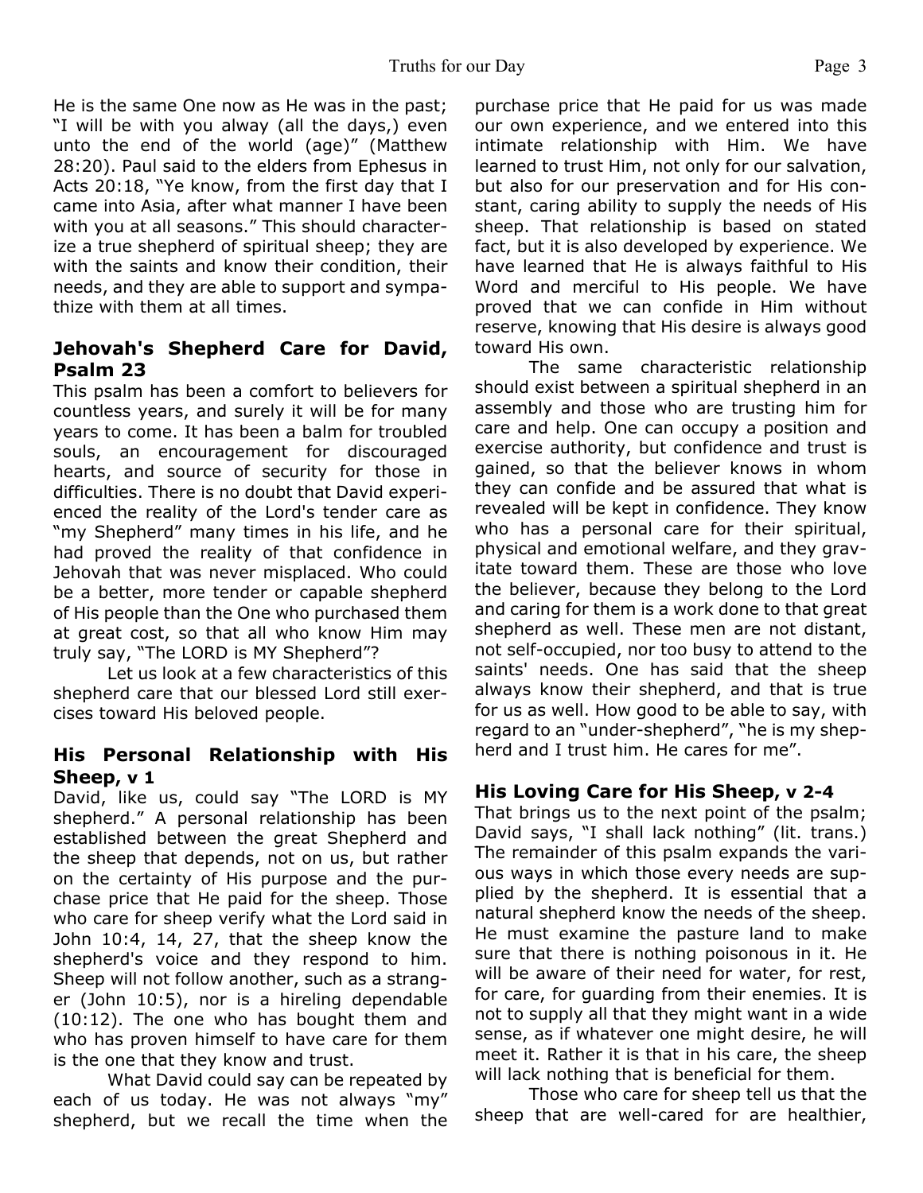He is the same One now as He was in the past; "I will be with you alway (all the days,) even unto the end of the world (age)" (Matthew 28:20). Paul said to the elders from Ephesus in Acts 20:18, "Ye know, from the first day that I came into Asia, after what manner I have been with you at all seasons." This should characterize a true shepherd of spiritual sheep; they are with the saints and know their condition, their needs, and they are able to support and sympathize with them at all times.

### Jehovah's Shepherd Care for David, Psalm 23

This psalm has been a comfort to believers for countless years, and surely it will be for many years to come. It has been a balm for troubled souls, an encouragement for discouraged hearts, and source of security for those in difficulties. There is no doubt that David experienced the reality of the Lord's tender care as "my Shepherd" many times in his life, and he had proved the reality of that confidence in Jehovah that was never misplaced. Who could be a better, more tender or capable shepherd of His people than the One who purchased them at great cost, so that all who know Him may truly say, "The LORD is MY Shepherd"?

Let us look at a few characteristics of this shepherd care that our blessed Lord still exercises toward His beloved people.

### His Personal Relationship with His Sheep, v 1

David, like us, could say "The LORD is MY shepherd." A personal relationship has been established between the great Shepherd and the sheep that depends, not on us, but rather on the certainty of His purpose and the purchase price that He paid for the sheep. Those who care for sheep verify what the Lord said in John 10:4, 14, 27, that the sheep know the shepherd's voice and they respond to him. Sheep will not follow another, such as a stranger (John 10:5), nor is a hireling dependable (10:12). The one who has bought them and who has proven himself to have care for them is the one that they know and trust.

What David could say can be repeated by each of us today. He was not always "my" shepherd, but we recall the time when the purchase price that He paid for us was made our own experience, and we entered into this intimate relationship with Him. We have learned to trust Him, not only for our salvation, but also for our preservation and for His constant, caring ability to supply the needs of His sheep. That relationship is based on stated fact, but it is also developed by experience. We have learned that He is always faithful to His Word and merciful to His people. We have proved that we can confide in Him without reserve, knowing that His desire is always good toward His own.

The same characteristic relationship should exist between a spiritual shepherd in an assembly and those who are trusting him for care and help. One can occupy a position and exercise authority, but confidence and trust is gained, so that the believer knows in whom they can confide and be assured that what is revealed will be kept in confidence. They know who has a personal care for their spiritual, physical and emotional welfare, and they gravitate toward them. These are those who love the believer, because they belong to the Lord and caring for them is a work done to that great shepherd as well. These men are not distant, not self-occupied, nor too busy to attend to the saints' needs. One has said that the sheep always know their shepherd, and that is true for us as well. How good to be able to say, with regard to an "under-shepherd", "he is my shepherd and I trust him. He cares for me".

### His Loving Care for His Sheep, v 2-4

That brings us to the next point of the psalm; David says, "I shall lack nothing" (lit. trans.) The remainder of this psalm expands the various ways in which those every needs are supplied by the shepherd. It is essential that a natural shepherd know the needs of the sheep. He must examine the pasture land to make sure that there is nothing poisonous in it. He will be aware of their need for water, for rest, for care, for guarding from their enemies. It is not to supply all that they might want in a wide sense, as if whatever one might desire, he will meet it. Rather it is that in his care, the sheep will lack nothing that is beneficial for them.

Those who care for sheep tell us that the sheep that are well-cared for are healthier,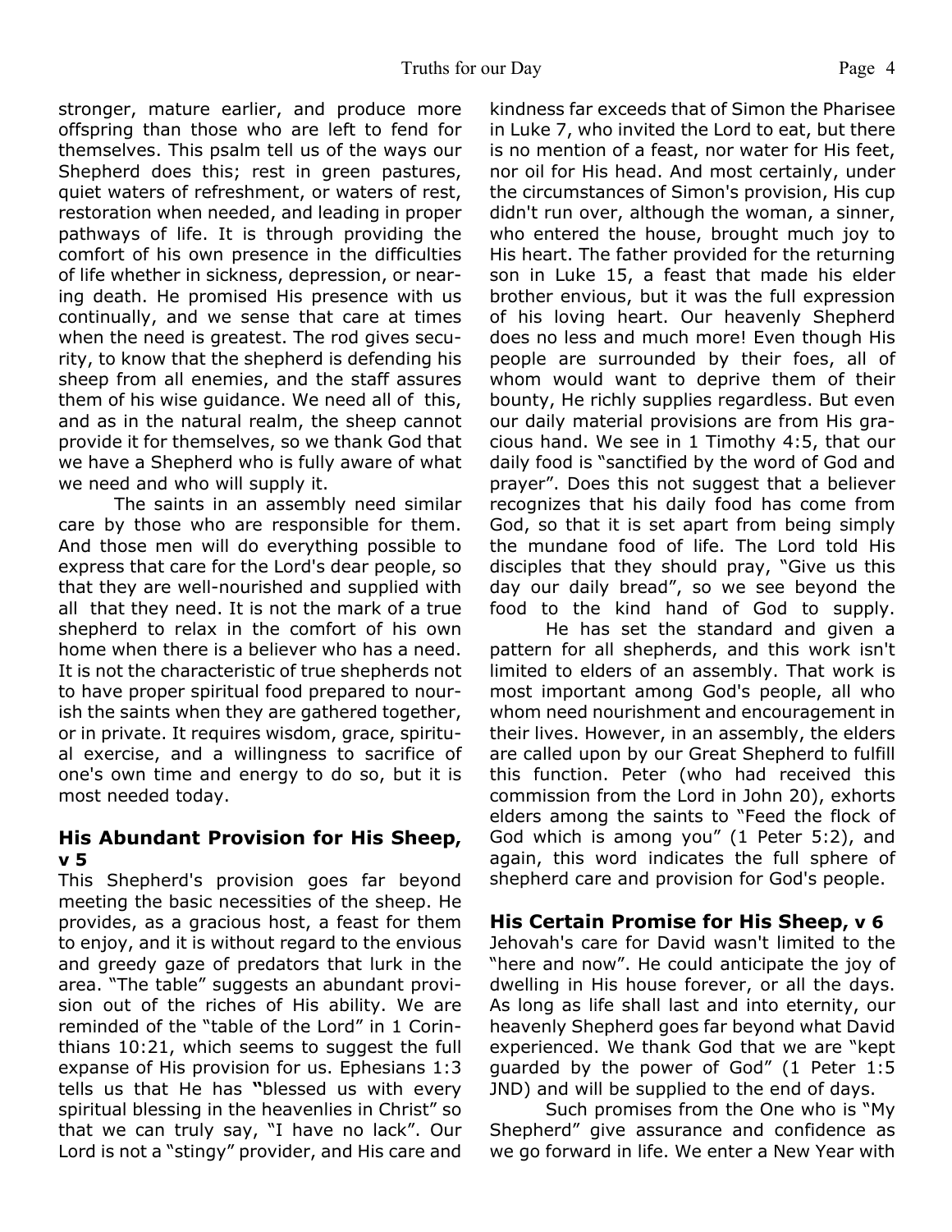stronger, mature earlier, and produce more offspring than those who are left to fend for themselves. This psalm tell us of the ways our Shepherd does this; rest in green pastures, quiet waters of refreshment, or waters of rest, restoration when needed, and leading in proper pathways of life. It is through providing the comfort of his own presence in the difficulties of life whether in sickness, depression, or nearing death. He promised His presence with us continually, and we sense that care at times when the need is greatest. The rod gives security, to know that the shepherd is defending his sheep from all enemies, and the staff assures them of his wise guidance. We need all of this, and as in the natural realm, the sheep cannot provide it for themselves, so we thank God that we have a Shepherd who is fully aware of what we need and who will supply it.

The saints in an assembly need similar care by those who are responsible for them. And those men will do everything possible to express that care for the Lord's dear people, so that they are well-nourished and supplied with all that they need. It is not the mark of a true shepherd to relax in the comfort of his own home when there is a believer who has a need. It is not the characteristic of true shepherds not to have proper spiritual food prepared to nourish the saints when they are gathered together, or in private. It requires wisdom, grace, spiritual exercise, and a willingness to sacrifice of one's own time and energy to do so, but it is most needed today.

### His Abundant Provision for His Sheep, v 5

This Shepherd's provision goes far beyond meeting the basic necessities of the sheep. He provides, as a gracious host, a feast for them to enjoy, and it is without regard to the envious and greedy gaze of predators that lurk in the area. "The table" suggests an abundant provision out of the riches of His ability. We are reminded of the "table of the Lord" in 1 Corinthians 10:21, which seems to suggest the full expanse of His provision for us. Ephesians 1:3 tells us that He has **"**blessed us with every spiritual blessing in the heavenlies in Christ" so that we can truly say, "I have no lack". Our Lord is not a "stingy" provider, and His care and kindness far exceeds that of Simon the Pharisee in Luke 7, who invited the Lord to eat, but there is no mention of a feast, nor water for His feet, nor oil for His head. And most certainly, under the circumstances of Simon's provision, His cup didn't run over, although the woman, a sinner, who entered the house, brought much joy to His heart. The father provided for the returning son in Luke 15, a feast that made his elder brother envious, but it was the full expression of his loving heart. Our heavenly Shepherd does no less and much more! Even though His people are surrounded by their foes, all of whom would want to deprive them of their bounty, He richly supplies regardless. But even our daily material provisions are from His gracious hand. We see in 1 Timothy 4:5, that our daily food is "sanctified by the word of God and prayer". Does this not suggest that a believer recognizes that his daily food has come from God, so that it is set apart from being simply the mundane food of life. The Lord told His disciples that they should pray, "Give us this day our daily bread", so we see beyond the food to the kind hand of God to supply.

He has set the standard and given a pattern for all shepherds, and this work isn't limited to elders of an assembly. That work is most important among God's people, all who whom need nourishment and encouragement in their lives. However, in an assembly, the elders are called upon by our Great Shepherd to fulfill this function. Peter (who had received this commission from the Lord in John 20), exhorts elders among the saints to "Feed the flock of God which is among you" (1 Peter 5:2), and again, this word indicates the full sphere of shepherd care and provision for God's people.

### His Certain Promise for His Sheep, v 6

Jehovah's care for David wasn't limited to the "here and now". He could anticipate the joy of dwelling in His house forever, or all the days. As long as life shall last and into eternity, our heavenly Shepherd goes far beyond what David experienced. We thank God that we are "kept guarded by the power of God" (1 Peter 1:5 JND) and will be supplied to the end of days.

Such promises from the One who is "My Shepherd" give assurance and confidence as we go forward in life. We enter a New Year with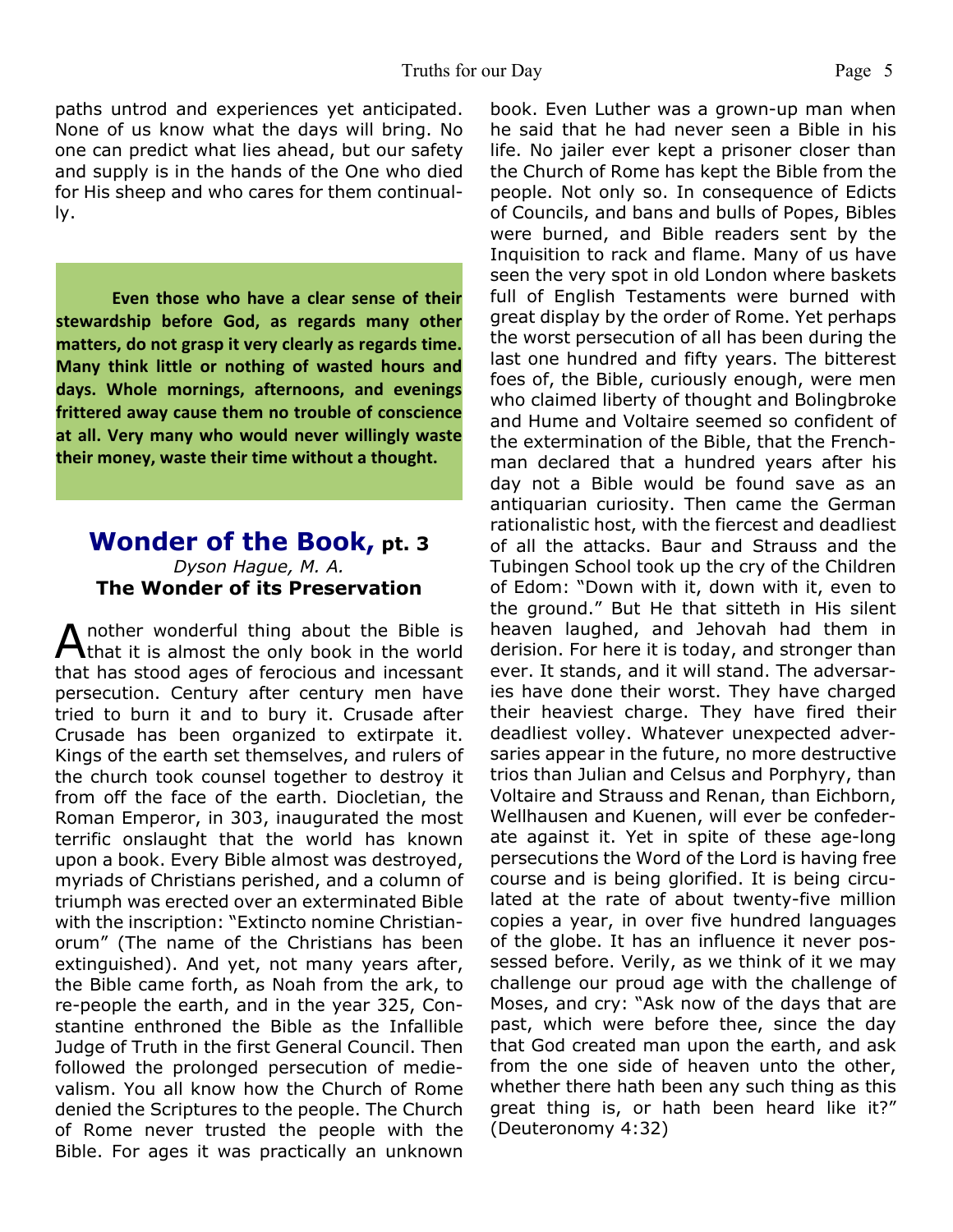paths untrod and experiences yet anticipated. None of us know what the days will bring. No one can predict what lies ahead, but our safety and supply is in the hands of the One who died for His sheep and who cares for them continually.

**Even those who have a clear sense of their stewardship before God, as regards many other matters, do not grasp it very clearly as regards time. Many think little or nothing of wasted hours and days. Whole mornings, afternoons, and evenings frittered away cause them no trouble of conscience at all. Very many who would never willingly waste their money, waste their time without a thought.**

## Wonder of the Book, pt. 3

*Dyson Hague, M. A.*

### The Wonder of its Preservation

Another wonderful thing about the Bible is that it is almost the only book in the world that has stood ages of ferocious and incessant persecution. Century after century men have tried to burn it and to bury it. Crusade after Crusade has been organized to extirpate it. Kings of the earth set themselves, and rulers of the church took counsel together to destroy it from off the face of the earth. Diocletian, the Roman Emperor, in 303, inaugurated the most terrific onslaught that the world has known upon a book. Every Bible almost was destroyed, myriads of Christians perished, and a column of triumph was erected over an exterminated Bible with the inscription: "Extincto nomine Christianorum" (The name of the Christians has been extinguished). And yet, not many years after, the Bible came forth, as Noah from the ark, to re-people the earth, and in the year 325, Constantine enthroned the Bible as the Infallible Judge of Truth in the first General Council. Then followed the prolonged persecution of medievalism. You all know how the Church of Rome denied the Scriptures to the people. The Church of Rome never trusted the people with the Bible. For ages it was practically an unknown book. Even Luther was a grown-up man when he said that he had never seen a Bible in his life. No jailer ever kept a prisoner closer than the Church of Rome has kept the Bible from the people. Not only so. In consequence of Edicts of Councils, and bans and bulls of Popes, Bibles were burned, and Bible readers sent by the Inquisition to rack and flame. Many of us have seen the very spot in old London where baskets full of English Testaments were burned with great display by the order of Rome. Yet perhaps the worst persecution of all has been during the last one hundred and fifty years. The bitterest foes of, the Bible, curiously enough, were men who claimed liberty of thought and Bolingbroke and Hume and Voltaire seemed so confident of the extermination of the Bible, that the Frenchman declared that a hundred years after his day not a Bible would be found save as an antiquarian curiosity. Then came the German rationalistic host, with the fiercest and deadliest of all the attacks. Baur and Strauss and the Tubingen School took up the cry of the Children of Edom: "Down with it, down with it, even to the ground." But He that sitteth in His silent heaven laughed, and Jehovah had them in derision. For here it is today, and stronger than ever. It stands, and it will stand. The adversaries have done their worst. They have charged their heaviest charge. They have fired their deadliest volley. Whatever unexpected adversaries appear in the future, no more destructive trios than Julian and Celsus and Porphyry, than Voltaire and Strauss and Renan, than Eichborn, Wellhausen and Kuenen, will ever be confederate against it. Yet in spite of these age-long persecutions the Word of the Lord is having free course and is being glorified. It is being circulated at the rate of about twenty-five million copies a year, in over five hundred languages of the globe. It has an influence it never possessed before. Verily, as we think of it we may challenge our proud age with the challenge of Moses, and cry: "Ask now of the days that are past, which were before thee, since the day that God created man upon the earth, and ask from the one side of heaven unto the other, whether there hath been any such thing as this great thing is, or hath been heard like it?" (Deuteronomy 4:32)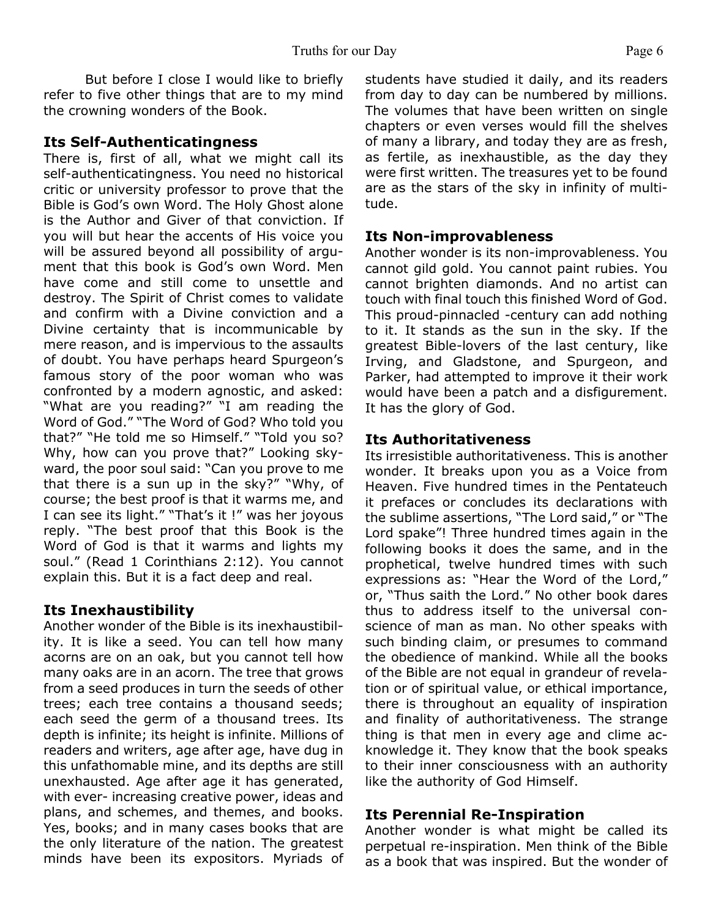But before I close I would like to briefly refer to five other things that are to my mind the crowning wonders of the Book.

### Its Self-Authenticatingness

There is, first of all, what we might call its self-authenticatingness. You need no historical critic or university professor to prove that the Bible is God's own Word. The Holy Ghost alone is the Author and Giver of that conviction. If you will but hear the accents of His voice you will be assured beyond all possibility of argument that this book is God's own Word. Men have come and still come to unsettle and destroy. The Spirit of Christ comes to validate and confirm with a Divine conviction and a Divine certainty that is incommunicable by mere reason, and is impervious to the assaults of doubt. You have perhaps heard Spurgeon's famous story of the poor woman who was confronted by a modern agnostic, and asked: "What are you reading?" "I am reading the Word of God." "The Word of God? Who told you that?" "He told me so Himself." "Told you so? Why, how can you prove that?" Looking skyward, the poor soul said: "Can you prove to me that there is a sun up in the sky?" "Why, of course; the best proof is that it warms me, and I can see its light." "That's it !" was her joyous reply. "The best proof that this Book is the Word of God is that it warms and lights my soul." (Read 1 Corinthians 2:12). You cannot explain this. But it is a fact deep and real.

### Its Inexhaustibility

Another wonder of the Bible is its inexhaustibility. It is like a seed. You can tell how many acorns are on an oak, but you cannot tell how many oaks are in an acorn. The tree that grows from a seed produces in turn the seeds of other trees; each tree contains a thousand seeds; each seed the germ of a thousand trees. Its depth is infinite; its height is infinite. Millions of readers and writers, age after age, have dug in this unfathomable mine, and its depths are still unexhausted. Age after age it has generated, with ever- increasing creative power, ideas and plans, and schemes, and themes, and books. Yes, books; and in many cases books that are the only literature of the nation. The greatest minds have been its expositors. Myriads of students have studied it daily, and its readers from day to day can be numbered by millions. The volumes that have been written on single chapters or even verses would fill the shelves of many a library, and today they are as fresh, as fertile, as inexhaustible, as the day they were first written. The treasures yet to be found are as the stars of the sky in infinity of multitude.

### Its Non-improvableness

Another wonder is its non-improvableness. You cannot gild gold. You cannot paint rubies. You cannot brighten diamonds. And no artist can touch with final touch this finished Word of God. This proud-pinnacled -century can add nothing to it. It stands as the sun in the sky. If the greatest Bible-lovers of the last century, like Irving, and Gladstone, and Spurgeon, and Parker, had attempted to improve it their work would have been a patch and a disfigurement. It has the glory of God.

### Its Authoritativeness

Its irresistible authoritativeness. This is another wonder. It breaks upon you as a Voice from Heaven. Five hundred times in the Pentateuch it prefaces or concludes its declarations with the sublime assertions, "The Lord said," or "The Lord spake"! Three hundred times again in the following books it does the same, and in the prophetical, twelve hundred times with such expressions as: "Hear the Word of the Lord," or, "Thus saith the Lord." No other book dares thus to address itself to the universal conscience of man as man. No other speaks with such binding claim, or presumes to command the obedience of mankind. While all the books of the Bible are not equal in grandeur of revelation or of spiritual value, or ethical importance, there is throughout an equality of inspiration and finality of authoritativeness. The strange thing is that men in every age and clime acknowledge it. They know that the book speaks to their inner consciousness with an authority like the authority of God Himself.

### Its Perennial Re-Inspiration

Another wonder is what might be called its perpetual re-inspiration. Men think of the Bible as a book that was inspired. But the wonder of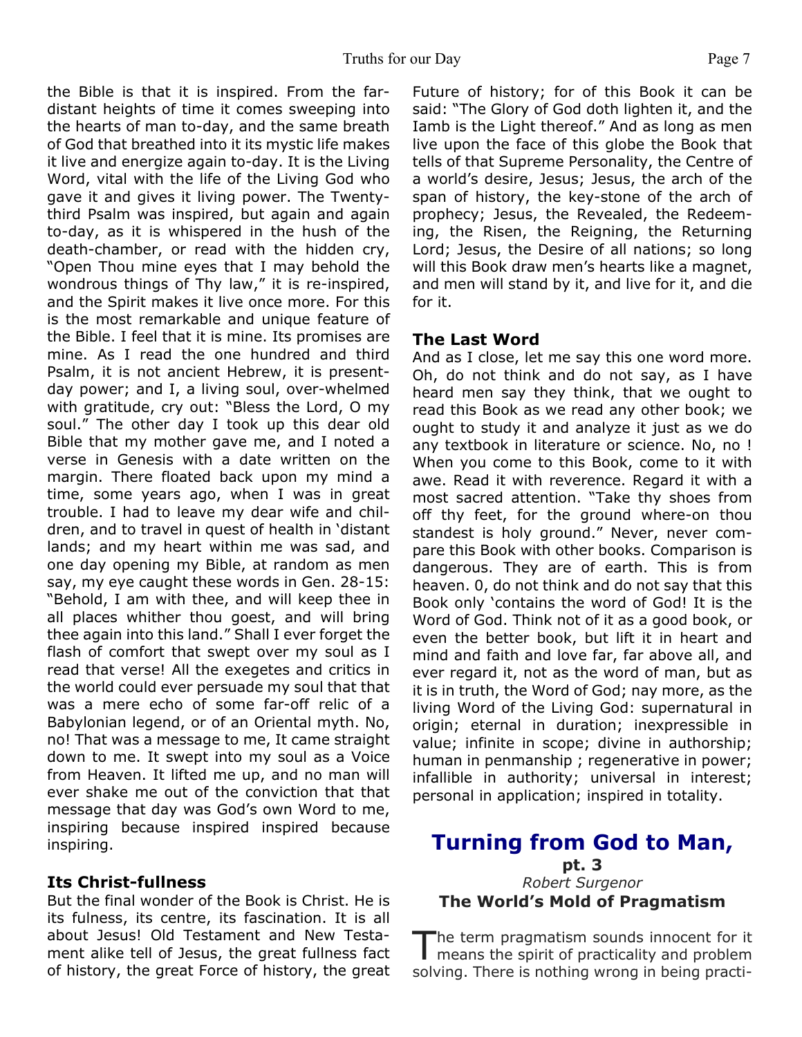the Bible is that it is inspired. From the far-distant heights of time it comes sweeping into the hearts of man to-day, and the same breath of God that breathed into it its mystic life makes it live and energize again to-day. It is the Living Word, vital with the life of the Living God who gave it and gives it living power. The Twenty-third Psalm was inspired, but again and again to-day, as it is whispered in the hush of the death-chamber, or read with the hidden cry, "Open Thou mine eyes that I may behold the wondrous things of Thy law," it is re-inspired, and the Spirit makes it live once more. For this is the most remarkable and unique feature of the Bible. I feel that it is mine. Its promises are mine. As I read the one hundred and third Psalm, it is not ancient Hebrew, it is present-day power; and I, a living soul, over-whelmed with gratitude, cry out: "Bless the Lord, O my soul." The other day I took up this dear old Bible that my mother gave me, and I noted a verse in Genesis with a date written on the margin. There floated back upon my mind a time, some years ago, when I was in great trouble. I had to leave my dear wife and children, and to travel in quest of health in 'distant lands; and my heart within me was sad, and one day opening my Bible, at random as men say, my eye caught these words in Gen. 28-15: "Behold, I am with thee, and will keep thee in all places whither thou goest, and will bring thee again into this land." Shall I ever forget the flash of comfort that swept over my soul as I read that verse! All the exegetes and critics in the world could ever persuade my soul that that was a mere echo of some far-off relic of a Babylonian legend, or of an Oriental myth. No, no! That was a message to me, It came straight down to me. It swept into my soul as a Voice from Heaven. It lifted me up, and no man will ever shake me out of the conviction that that message that day was God's own Word to me, inspiring because inspired inspired because inspiring.

### Its Christ-fullness

But the final wonder of the Book is Christ. He is its fulness, its centre, its fascination. It is all about Jesus! Old Testament and New Testament alike tell of Jesus, the great fullness fact of history, the great Force of history, the great Future of history; for of this Book it can be said: "The Glory of God doth lighten it, and the Iamb is the Light thereof." And as long as men live upon the face of this globe the Book that tells of that Supreme Personality, the Centre of a world's desire, Jesus; Jesus, the arch of the span of history, the key-stone of the arch of prophecy; Jesus, the Revealed, the Redeeming, the Risen, the Reigning, the Returning Lord; Jesus, the Desire of all nations; so long will this Book draw men's hearts like a magnet, and men will stand by it, and live for it, and die for it.

### The Last Word

And as I close, let me say this one word more. Oh, do not think and do not say, as I have heard men say they think, that we ought to read this Book as we read any other book; we ought to study it and analyze it just as we do any textbook in literature or science. No, no ! When you come to this Book, come to it with awe. Read it with reverence. Regard it with a most sacred attention. "Take thy shoes from off thy feet, for the ground where-on thou standest is holy ground." Never, never compare this Book with other books. Comparison is dangerous. They are of earth. This is from heaven. 0, do not think and do not say that this Book only 'contains the word of God! It is the Word of God. Think not of it as a good book, or even the better book, but lift it in heart and mind and faith and love far, far above all, and ever regard it, not as the word of man, but as it is in truth, the Word of God; nay more, as the living Word of the Living God: supernatural in origin; eternal in duration; inexpressible in value; infinite in scope; divine in authorship; human in penmanship ; regenerative in power; infallible in authority; universal in interest; personal in application; inspired in totality.

## Turning from God to Man,

**pt. 3**

*Robert Surgenor*

### The World's Mold of Pragmatism

The term pragmatism sounds innocent for it means the spirit of practicality and problem solving. There is nothing wrong in being practi-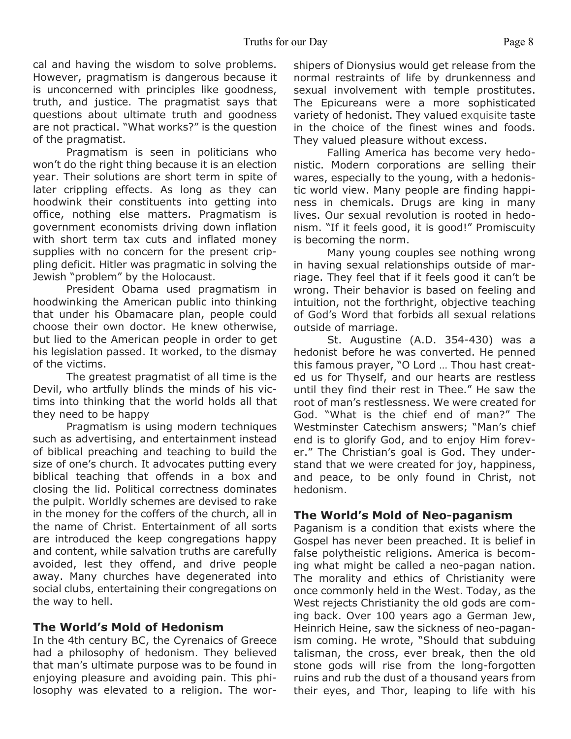cal and having the wisdom to solve problems. However, pragmatism is dangerous because it is unconcerned with principles like goodness, truth, and justice. The pragmatist says that questions about ultimate truth and goodness are not practical. "What works?" is the question of the pragmatist.

Pragmatism is seen in politicians who won't do the right thing because it is an election year. Their solutions are short term in spite of later crippling effects. As long as they can hoodwink their constituents into getting into office, nothing else matters. Pragmatism is government economists driving down inflation with short term tax cuts and inflated money supplies with no concern for the present crippling deficit. Hitler was pragmatic in solving the Jewish "problem" by the Holocaust.

President Obama used pragmatism in hoodwinking the American public into thinking that under his Obamacare plan, people could choose their own doctor. He knew otherwise, but lied to the American people in order to get his legislation passed. It worked, to the dismay of the victims.

The greatest pragmatist of all time is the Devil, who artfully blinds the minds of his victims into thinking that the world holds all that they need to be happy

Pragmatism is using modern techniques such as advertising, and entertainment instead of biblical preaching and teaching to build the size of one's church. It advocates putting every biblical teaching that offends in a box and closing the lid. Political correctness dominates the pulpit. Worldly schemes are devised to rake in the money for the coffers of the church, all in the name of Christ. Entertainment of all sorts are introduced the keep congregations happy and content, while salvation truths are carefully avoided, lest they offend, and drive people away. Many churches have degenerated into social clubs, entertaining their congregations on the way to hell.

### The World's Mold of Hedonism

In the 4th century BC, the Cyrenaics of Greece had a philosophy of hedonism. They believed that man's ultimate purpose was to be found in enjoying pleasure and avoiding pain. This philosophy was elevated to a religion. The worshipers of Dionysius would get release from the normal restraints of life by drunkenness and sexual involvement with temple prostitutes. The Epicureans were a more sophisticated variety of hedonist. They valued exquisite taste in the choice of the finest wines and foods. They valued pleasure without excess.

Falling America has become very hedonistic. Modern corporations are selling their wares, especially to the young, with a hedonistic world view. Many people are finding happiness in chemicals. Drugs are king in many lives. Our sexual revolution is rooted in hedonism. "If it feels good, it is good!" Promiscuity is becoming the norm.

Many young couples see nothing wrong in having sexual relationships outside of marriage. They feel that if it feels good it can't be wrong. Their behavior is based on feeling and intuition, not the forthright, objective teaching of God's Word that forbids all sexual relations outside of marriage.

St. Augustine (A.D. 354-430) was a hedonist before he was converted. He penned this famous prayer, "O Lord … Thou hast created us for Thyself, and our hearts are restless until they find their rest in Thee." He saw the root of man's restlessness. We were created for God. "What is the chief end of man?" The Westminster Catechism answers; "Man's chief end is to glorify God, and to enjoy Him forever." The Christian's goal is God. They understand that we were created for joy, happiness, and peace, to be only found in Christ, not hedonism.

### The World's Mold of Neo-paganism

Paganism is a condition that exists where the Gospel has never been preached. It is belief in false polytheistic religions. America is becoming what might be called a neo-pagan nation. The morality and ethics of Christianity were once commonly held in the West. Today, as the West rejects Christianity the old gods are coming back. Over 100 years ago a German Jew, Heinrich Heine, saw the sickness of neo-paganism coming. He wrote, "Should that subduing talisman, the cross, ever break, then the old stone gods will rise from the long-forgotten ruins and rub the dust of a thousand years from their eyes, and Thor, leaping to life with his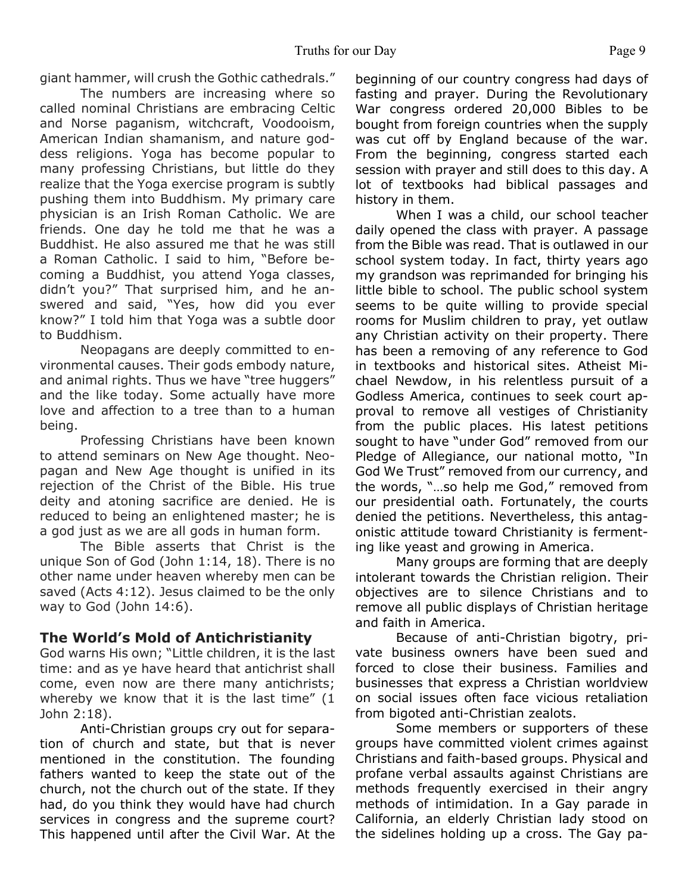giant hammer, will crush the Gothic cathedrals."

The numbers are increasing where so called nominal Christians are embracing Celtic and Norse paganism, witchcraft, Voodooism, American Indian shamanism, and nature goddess religions. Yoga has become popular to many professing Christians, but little do they realize that the Yoga exercise program is subtly pushing them into Buddhism. My primary care physician is an Irish Roman Catholic. We are friends. One day he told me that he was a Buddhist. He also assured me that he was still a Roman Catholic. I said to him, "Before becoming a Buddhist, you attend Yoga classes, didn't you?" That surprised him, and he answered and said, "Yes, how did you ever know?" I told him that Yoga was a subtle door to Buddhism.

Neopagans are deeply committed to environmental causes. Their gods embody nature, and animal rights. Thus we have "tree huggers" and the like today. Some actually have more love and affection to a tree than to a human being.

Professing Christians have been known to attend seminars on New Age thought. Neopagan and New Age thought is unified in its rejection of the Christ of the Bible. His true deity and atoning sacrifice are denied. He is reduced to being an enlightened master; he is a god just as we are all gods in human form.

The Bible asserts that Christ is the unique Son of God (John 1:14, 18). There is no other name under heaven whereby men can be saved (Acts 4:12). Jesus claimed to be the only way to God (John 14:6).

### The World's Mold of Antichristianity

God warns His own; "Little children, it is the last time: and as ye have heard that antichrist shall come, even now are there many antichrists; whereby we know that it is the last time" (1 John 2:18).

Anti-Christian groups cry out for separation of church and state, but that is never mentioned in the constitution. The founding fathers wanted to keep the state out of the church, not the church out of the state. If they had, do you think they would have had church services in congress and the supreme court? This happened until after the Civil War. At the beginning of our country congress had days of fasting and prayer. During the Revolutionary War congress ordered 20,000 Bibles to be bought from foreign countries when the supply was cut off by England because of the war. From the beginning, congress started each session with prayer and still does to this day. A lot of textbooks had biblical passages and history in them.

When I was a child, our school teacher daily opened the class with prayer. A passage from the Bible was read. That is outlawed in our school system today. In fact, thirty years ago my grandson was reprimanded for bringing his little bible to school. The public school system seems to be quite willing to provide special rooms for Muslim children to pray, yet outlaw any Christian activity on their property. There has been a removing of any reference to God in textbooks and historical sites. Atheist Michael Newdow, in his relentless pursuit of a Godless America, continues to seek court approval to remove all vestiges of Christianity from the public places. His latest petitions sought to have "under God" removed from our Pledge of Allegiance, our national motto, "In God We Trust" removed from our currency, and the words, "…so help me God," removed from our presidential oath. Fortunately, the courts denied the petitions. Nevertheless, this antagonistic attitude toward Christianity is fermenting like yeast and growing in America.

Many groups are forming that are deeply intolerant towards the Christian religion. Their objectives are to silence Christians and to remove all public displays of Christian heritage and faith in America.

Because of anti-Christian bigotry, private business owners have been sued and forced to close their business. Families and businesses that express a Christian worldview on social issues often face vicious retaliation from bigoted anti-Christian zealots.

Some members or supporters of these groups have committed violent crimes against Christians and faith-based groups. Physical and profane verbal assaults against Christians are methods frequently exercised in their angry methods of intimidation. In a Gay parade in California, an elderly Christian lady stood on the sidelines holding up a cross. The Gay pa-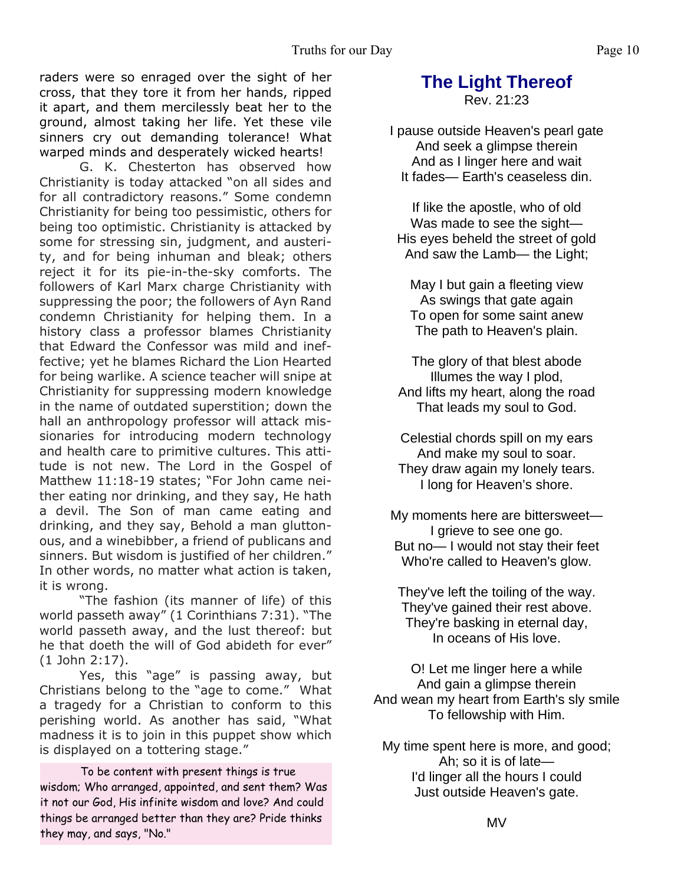raders were so enraged over the sight of her cross, that they tore it from her hands, ripped it apart, and them mercilessly beat her to the ground, almost taking her life. Yet these vile sinners cry out demanding tolerance! What warped minds and desperately wicked hearts!

G. K. Chesterton has observed how Christianity is today attacked "on all sides and for all contradictory reasons." Some condemn Christianity for being too pessimistic, others for being too optimistic. Christianity is attacked by some for stressing sin, judgment, and austerity, and for being inhuman and bleak; others reject it for its pie-in-the-sky comforts. The followers of Karl Marx charge Christianity with suppressing the poor; the followers of Ayn Rand condemn Christianity for helping them. In a history class a professor blames Christianity that Edward the Confessor was mild and ineffective; yet he blames Richard the Lion Hearted for being warlike. A science teacher will snipe at Christianity for suppressing modern knowledge in the name of outdated superstition; down the hall an anthropology professor will attack missionaries for introducing modern technology and health care to primitive cultures. This attitude is not new. The Lord in the Gospel of Matthew 11:18-19 states; "For John came neither eating nor drinking, and they say, He hath a devil. The Son of man came eating and drinking, and they say, Behold a man gluttonous, and a winebibber, a friend of publicans and sinners. But wisdom is justified of her children." In other words, no matter what action is taken, it is wrong.

"The fashion (its manner of life) of this world passeth away" (1 Corinthians 7:31). "The world passeth away, and the lust thereof: but he that doeth the will of God abideth for ever" (1 John 2:17).

Yes, this "age" is passing away, but Christians belong to the "age to come." What a tragedy for a Christian to conform to this perishing world. As another has said, "What madness it is to join in this puppet show which is displayed on a tottering stage."

To be content with present things is true wisdom; Who arranged, appointed, and sent them? Was it not our God, His infinite wisdom and love? And could things be arranged better than they are? Pride thinks they may, and says, "No."

## The Light Thereof

Rev. 21:23

I pause outside Heaven's pearl gate
And seek a glimpse therein
And as I linger here and wait
It fades— Earth's ceaseless din.

If like the apostle, who of old
Was made to see the sight—
His eyes beheld the street of gold
And saw the Lamb— the Light;

May I but gain a fleeting view
As swings that gate again
To open for some saint anew
The path to Heaven's plain.

The glory of that blest abode
Illumes the way I plod,
And lifts my heart, along the road
That leads my soul to God.

Celestial chords spill on my ears
And make my soul to soar.
They draw again my lonely tears.
I long for Heaven's shore.

My moments here are bittersweet—
I grieve to see one go.
But no— I would not stay their feet
Who're called to Heaven's glow.

They've left the toiling of the way.
They've gained their rest above.
They're basking in eternal day,
In oceans of His love.

O! Let me linger here a while
And gain a glimpse therein
And wean my heart from Earth's sly smile
To fellowship with Him.

My time spent here is more, and good;
Ah; so it is of late—
I'd linger all the hours I could
Just outside Heaven's gate.

MV